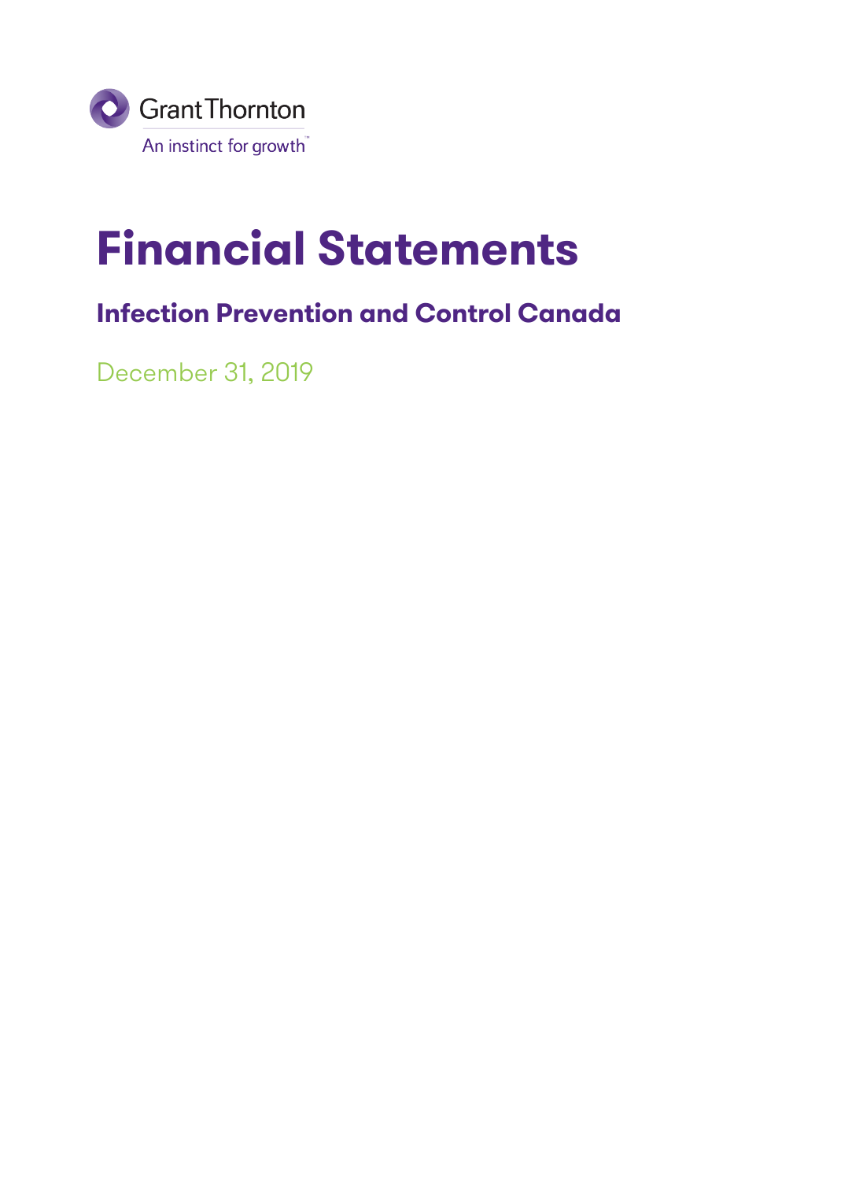Grant Thornton

An instinct for growth

# Financial Statements

## Infection Prevention and Control Canada

December 31, 2019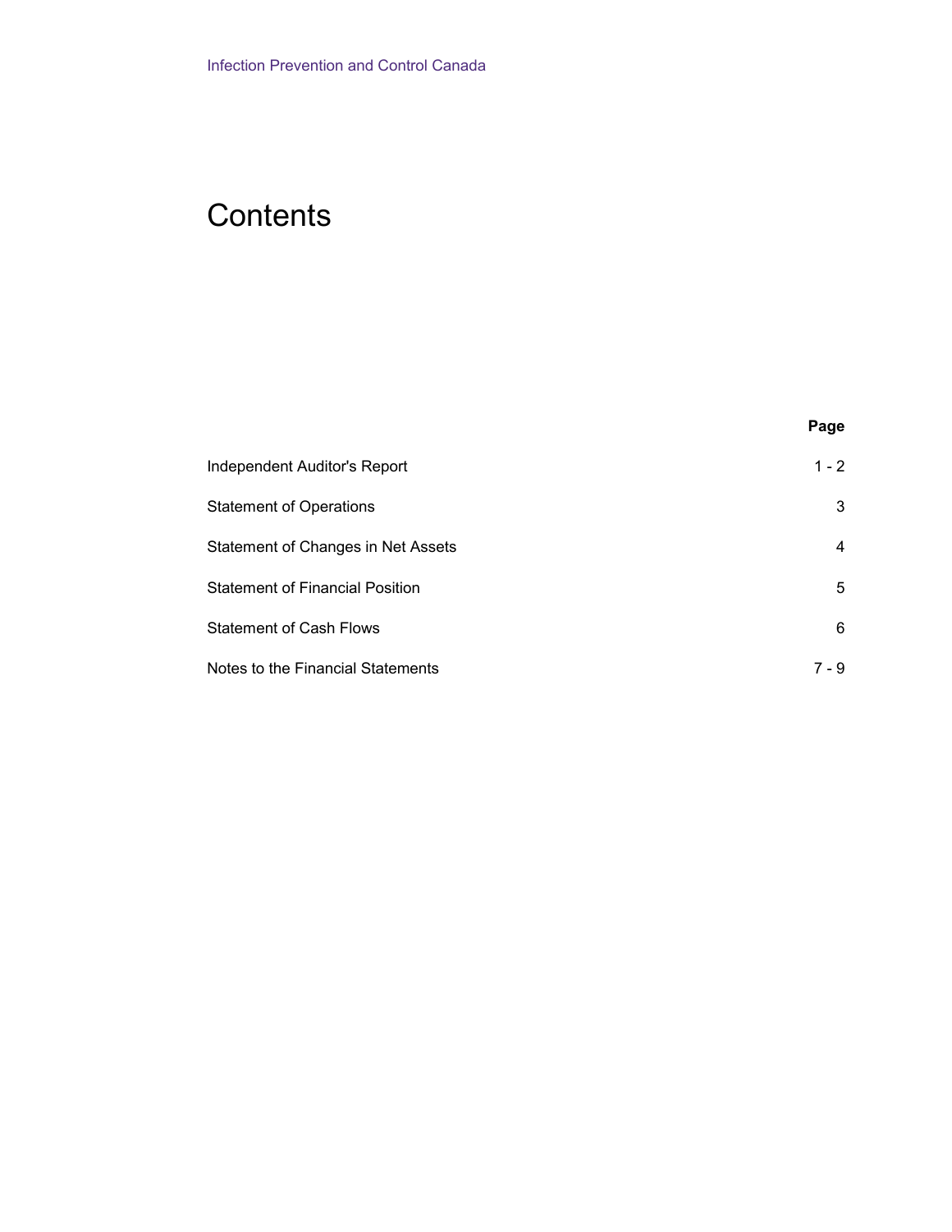Infection Prevention and Control Canada

# Contents

| | Page |
|---|---|
| Independent Auditor's Report | 1 - 2 |
| Statement of Operations | 3 |
| Statement of Changes in Net Assets | 4 |
| Statement of Financial Position | 5 |
| Statement of Cash Flows | 6 |
| Notes to the Financial Statements | 7 - 9 |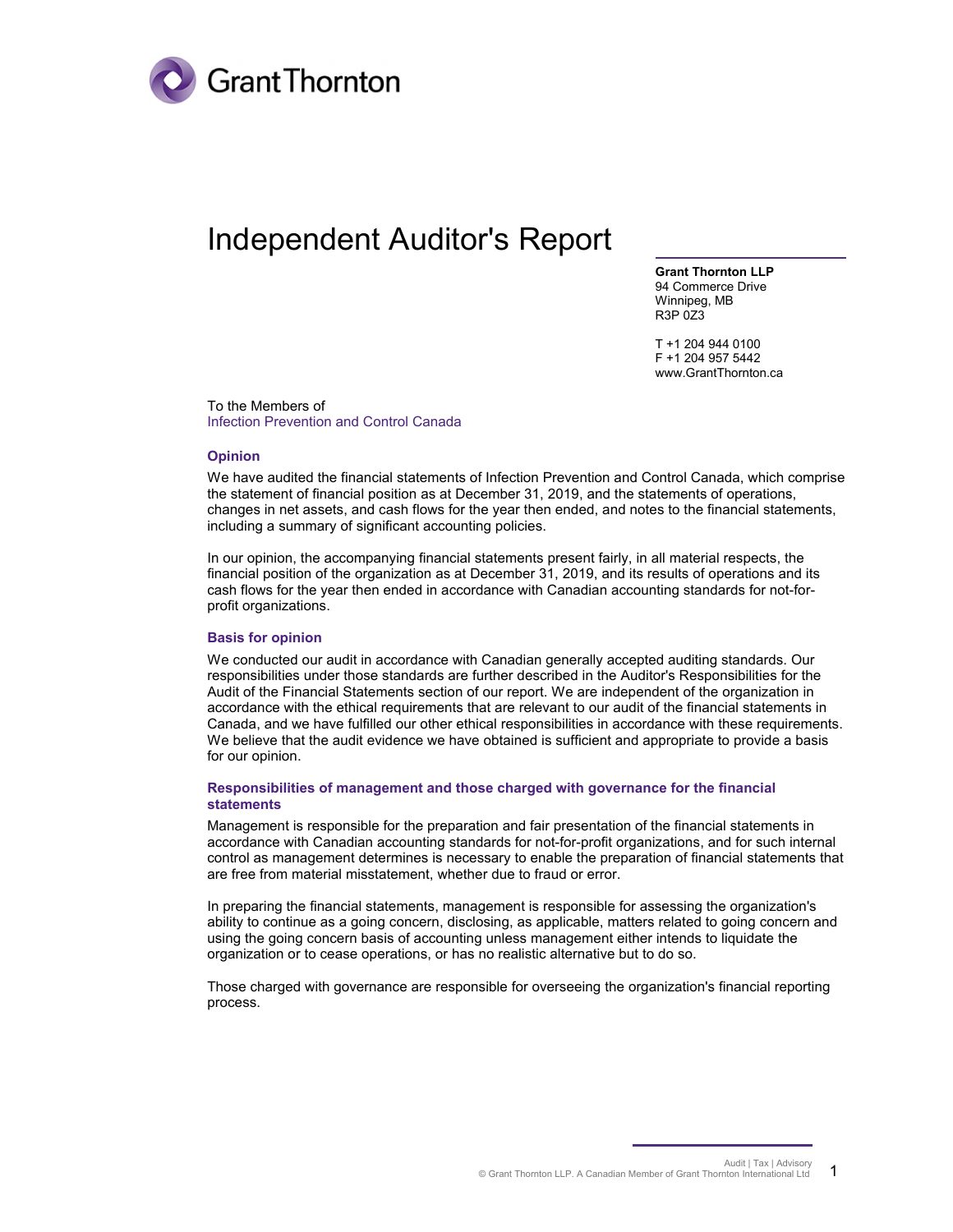# Independent Auditor's Report

**Grant Thornton LLP**
94 Commerce Drive
Winnipeg, MB
R3P 0Z3

T +1 204 944 0100
F +1 204 957 5442
www.GrantThornton.ca

To the Members of
Infection Prevention and Control Canada

### Opinion

We have audited the financial statements of Infection Prevention and Control Canada, which comprise the statement of financial position as at December 31, 2019, and the statements of operations, changes in net assets, and cash flows for the year then ended, and notes to the financial statements, including a summary of significant accounting policies.

In our opinion, the accompanying financial statements present fairly, in all material respects, the financial position of the organization as at December 31, 2019, and its results of operations and its cash flows for the year then ended in accordance with Canadian accounting standards for not-for-profit organizations.

### Basis for opinion

We conducted our audit in accordance with Canadian generally accepted auditing standards. Our responsibilities under those standards are further described in the Auditor's Responsibilities for the Audit of the Financial Statements section of our report. We are independent of the organization in accordance with the ethical requirements that are relevant to our audit of the financial statements in Canada, and we have fulfilled our other ethical responsibilities in accordance with these requirements. We believe that the audit evidence we have obtained is sufficient and appropriate to provide a basis for our opinion.

### Responsibilities of management and those charged with governance for the financial statements

Management is responsible for the preparation and fair presentation of the financial statements in accordance with Canadian accounting standards for not-for-profit organizations, and for such internal control as management determines is necessary to enable the preparation of financial statements that are free from material misstatement, whether due to fraud or error.

In preparing the financial statements, management is responsible for assessing the organization's ability to continue as a going concern, disclosing, as applicable, matters related to going concern and using the going concern basis of accounting unless management either intends to liquidate the organization or to cease operations, or has no realistic alternative but to do so.

Those charged with governance are responsible for overseeing the organization's financial reporting process.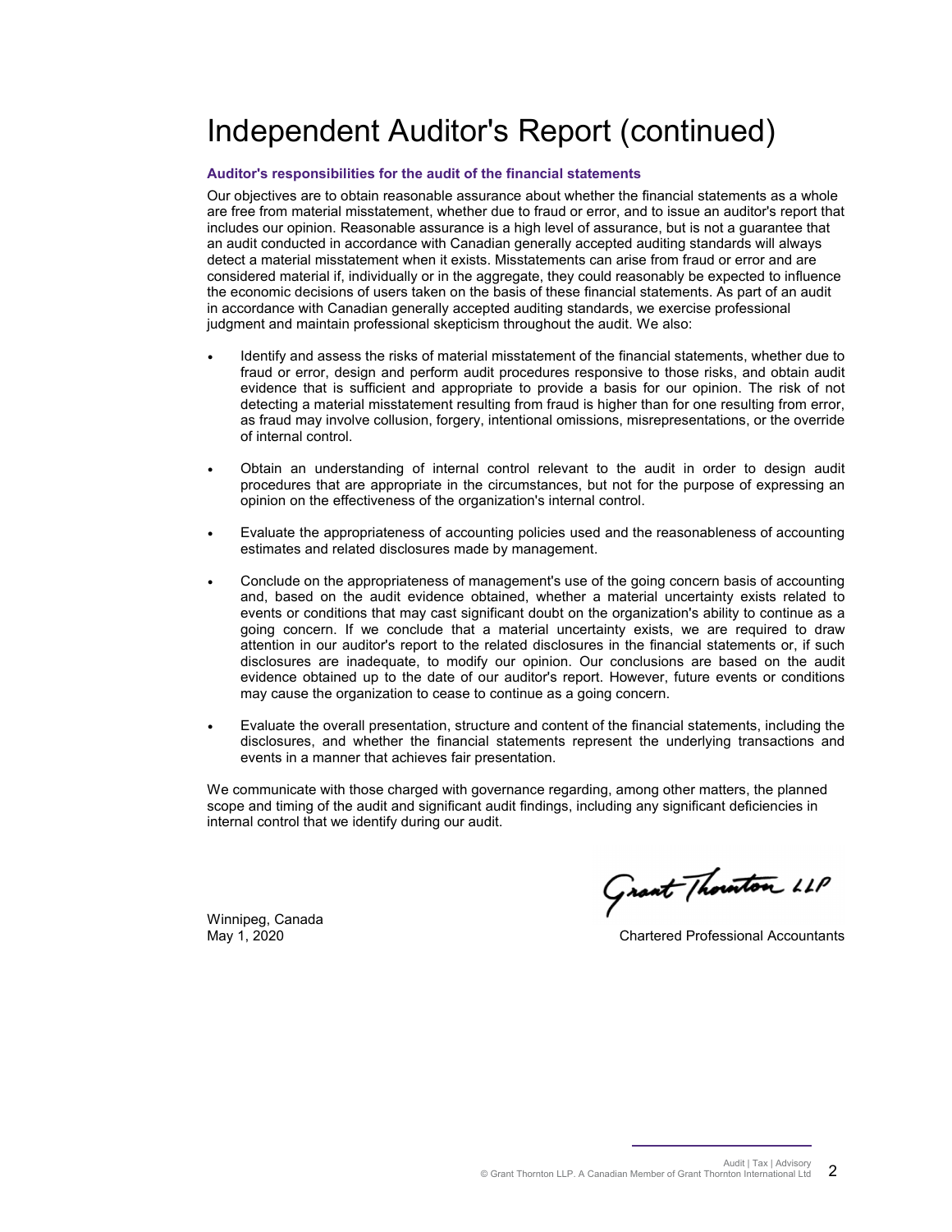# Independent Auditor's Report (continued)

**Auditor's responsibilities for the audit of the financial statements**

Our objectives are to obtain reasonable assurance about whether the financial statements as a whole are free from material misstatement, whether due to fraud or error, and to issue an auditor's report that includes our opinion. Reasonable assurance is a high level of assurance, but is not a guarantee that an audit conducted in accordance with Canadian generally accepted auditing standards will always detect a material misstatement when it exists. Misstatements can arise from fraud or error and are considered material if, individually or in the aggregate, they could reasonably be expected to influence the economic decisions of users taken on the basis of these financial statements. As part of an audit in accordance with Canadian generally accepted auditing standards, we exercise professional judgment and maintain professional skepticism throughout the audit. We also:

- Identify and assess the risks of material misstatement of the financial statements, whether due to fraud or error, design and perform audit procedures responsive to those risks, and obtain audit evidence that is sufficient and appropriate to provide a basis for our opinion. The risk of not detecting a material misstatement resulting from fraud is higher than for one resulting from error, as fraud may involve collusion, forgery, intentional omissions, misrepresentations, or the override of internal control.

- Obtain an understanding of internal control relevant to the audit in order to design audit procedures that are appropriate in the circumstances, but not for the purpose of expressing an opinion on the effectiveness of the organization's internal control.

- Evaluate the appropriateness of accounting policies used and the reasonableness of accounting estimates and related disclosures made by management.

- Conclude on the appropriateness of management's use of the going concern basis of accounting and, based on the audit evidence obtained, whether a material uncertainty exists related to events or conditions that may cast significant doubt on the organization's ability to continue as a going concern. If we conclude that a material uncertainty exists, we are required to draw attention in our auditor's report to the related disclosures in the financial statements or, if such disclosures are inadequate, to modify our opinion. Our conclusions are based on the audit evidence obtained up to the date of our auditor's report. However, future events or conditions may cause the organization to cease to continue as a going concern.

- Evaluate the overall presentation, structure and content of the financial statements, including the disclosures, and whether the financial statements represent the underlying transactions and events in a manner that achieves fair presentation.

We communicate with those charged with governance regarding, among other matters, the planned scope and timing of the audit and significant audit findings, including any significant deficiencies in internal control that we identify during our audit.

Grant Thornton LLP

Winnipeg, Canada
May 1, 2020

Chartered Professional Accountants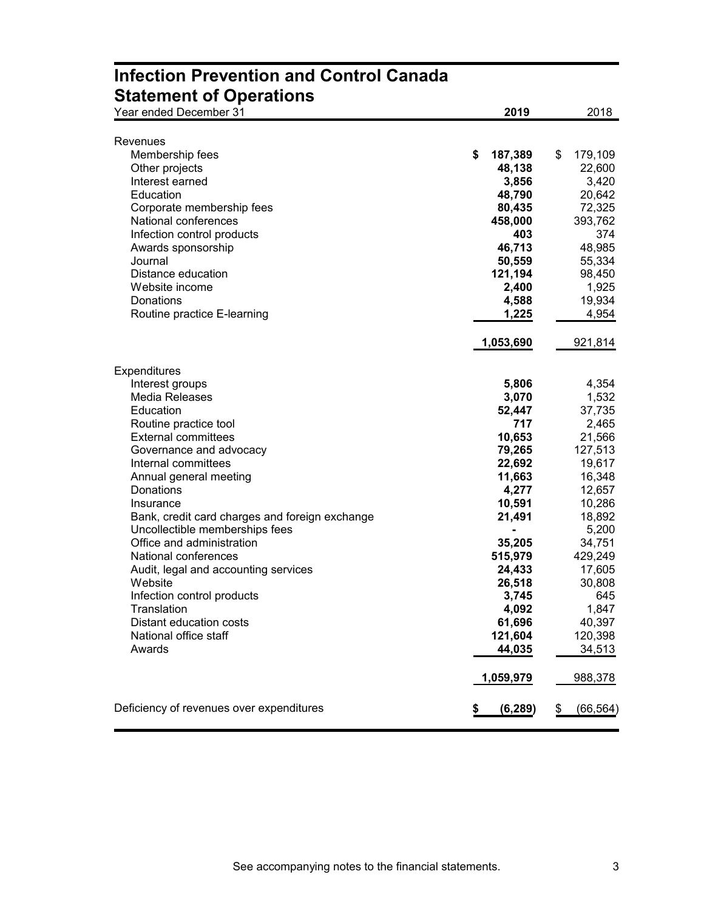# Infection Prevention and Control Canada

## Statement of Operations

| Year ended December 31 | 2019 | 2018 |
|---|---|---|
| **Revenues** | | |
| Membership fees | **$ 187,389** | $ 179,109 |
| Other projects | **48,138** | 22,600 |
| Interest earned | **3,856** | 3,420 |
| Education | **48,790** | 20,642 |
| Corporate membership fees | **80,435** | 72,325 |
| National conferences | **458,000** | 393,762 |
| Infection control products | **403** | 374 |
| Awards sponsorship | **46,713** | 48,985 |
| Journal | **50,559** | 55,334 |
| Distance education | **121,194** | 98,450 |
| Website income | **2,400** | 1,925 |
| Donations | **4,588** | 19,934 |
| Routine practice E-learning | **1,225** | 4,954 |
| | **1,053,690** | 921,814 |
| **Expenditures** | | |
| Interest groups | **5,806** | 4,354 |
| Media Releases | **3,070** | 1,532 |
| Education | **52,447** | 37,735 |
| Routine practice tool | **717** | 2,465 |
| External committees | **10,653** | 21,566 |
| Governance and advocacy | **79,265** | 127,513 |
| Internal committees | **22,692** | 19,617 |
| Annual general meeting | **11,663** | 16,348 |
| Donations | **4,277** | 12,657 |
| Insurance | **10,591** | 10,286 |
| Bank, credit card charges and foreign exchange | **21,491** | 18,892 |
| Uncollectible memberships fees | **-** | 5,200 |
| Office and administration | **35,205** | 34,751 |
| National conferences | **515,979** | 429,249 |
| Audit, legal and accounting services | **24,433** | 17,605 |
| Website | **26,518** | 30,808 |
| Infection control products | **3,745** | 645 |
| Translation | **4,092** | 1,847 |
| Distant education costs | **61,696** | 40,397 |
| National office staff | **121,604** | 120,398 |
| Awards | **44,035** | 34,513 |
| | **1,059,979** | 988,378 |
| Deficiency of revenues over expenditures | **$ (6,289)** | $ (66,564) |

See accompanying notes to the financial statements.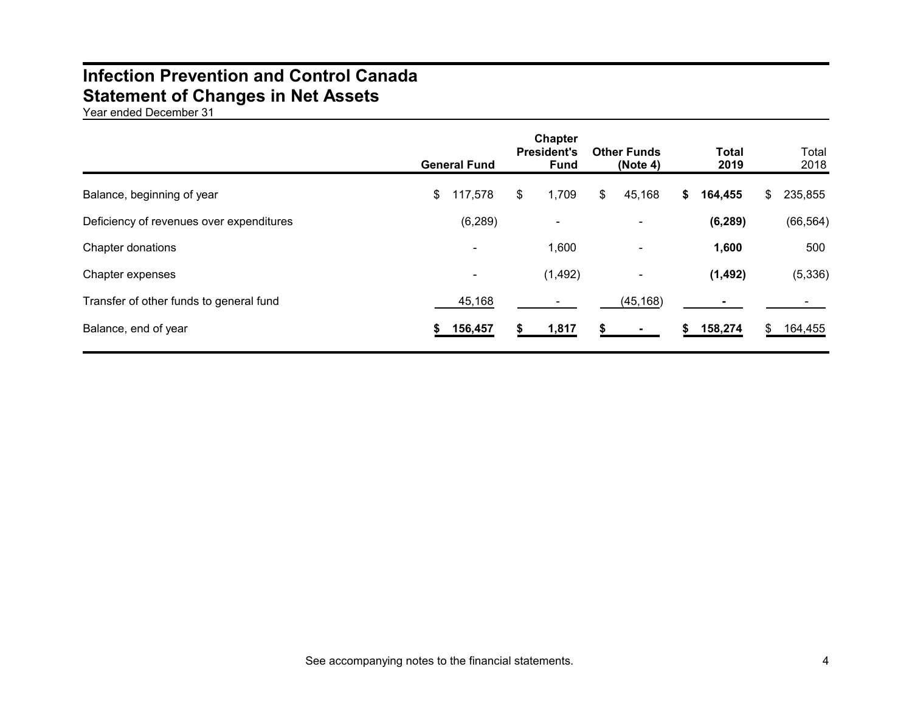# Infection Prevention and Control Canada
# Statement of Changes in Net Assets

Year ended December 31

| | General Fund | Chapter President's Fund | Other Funds (Note 4) | Total 2019 | Total 2018 |
|---|---|---|---|---|---|
| Balance, beginning of year | $ 117,578 | $ 1,709 | $ 45,168 | **$ 164,455** | $ 235,855 |
| Deficiency of revenues over expenditures | (6,289) | - | - | **(6,289)** | (66,564) |
| Chapter donations | - | 1,600 | - | **1,600** | 500 |
| Chapter expenses | - | (1,492) | - | **(1,492)** | (5,336) |
| Transfer of other funds to general fund | 45,168 | - | (45,168) | **-** | - |
| Balance, end of year | **$ 156,457** | **$ 1,817** | **$ -** | **$ 158,274** | $ 164,455 |

See accompanying notes to the financial statements.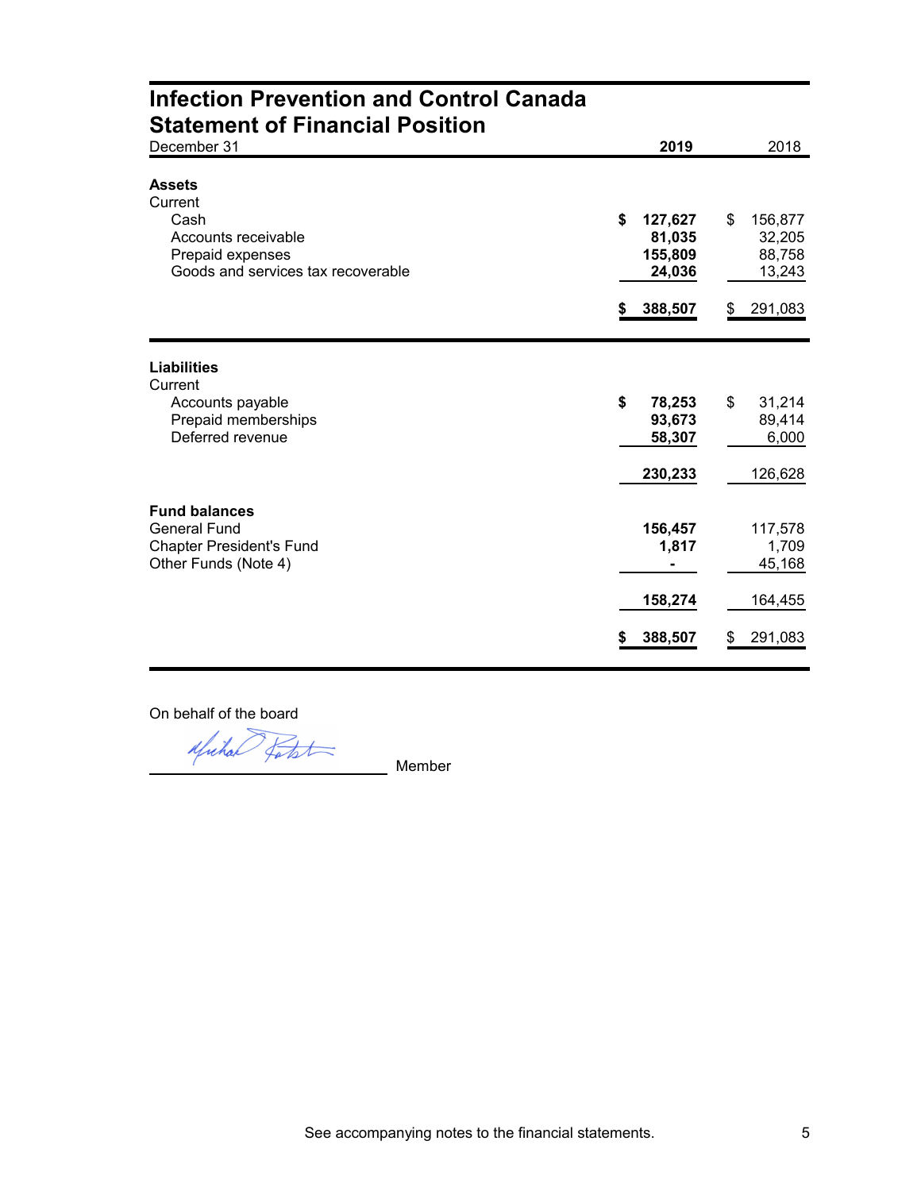# Infection Prevention and Control Canada
## Statement of Financial Position

| December 31 | 2019 | 2018 |
|---|---|---|
| **Assets** | | |
| Current | | |
| Cash | $ 127,627 | $ 156,877 |
| Accounts receivable | 81,035 | 32,205 |
| Prepaid expenses | 155,809 | 88,758 |
| Goods and services tax recoverable | 24,036 | 13,243 |
| | $ 388,507 | $ 291,083 |
| **Liabilities** | | |
| Current | | |
| Accounts payable | $ 78,253 | $ 31,214 |
| Prepaid memberships | 93,673 | 89,414 |
| Deferred revenue | 58,307 | 6,000 |
| | 230,233 | 126,628 |
| **Fund balances** | | |
| General Fund | 156,457 | 117,578 |
| Chapter President's Fund | 1,817 | 1,709 |
| Other Funds (Note 4) | - | 45,168 |
| | 158,274 | 164,455 |
| | $ 388,507 | $ 291,083 |

On behalf of the board

\_\_\_\_\_\_\_\_\_\_\_\_\_\_\_\_\_\_\_\_\_\_\_\_\_\_ Member

See accompanying notes to the financial statements.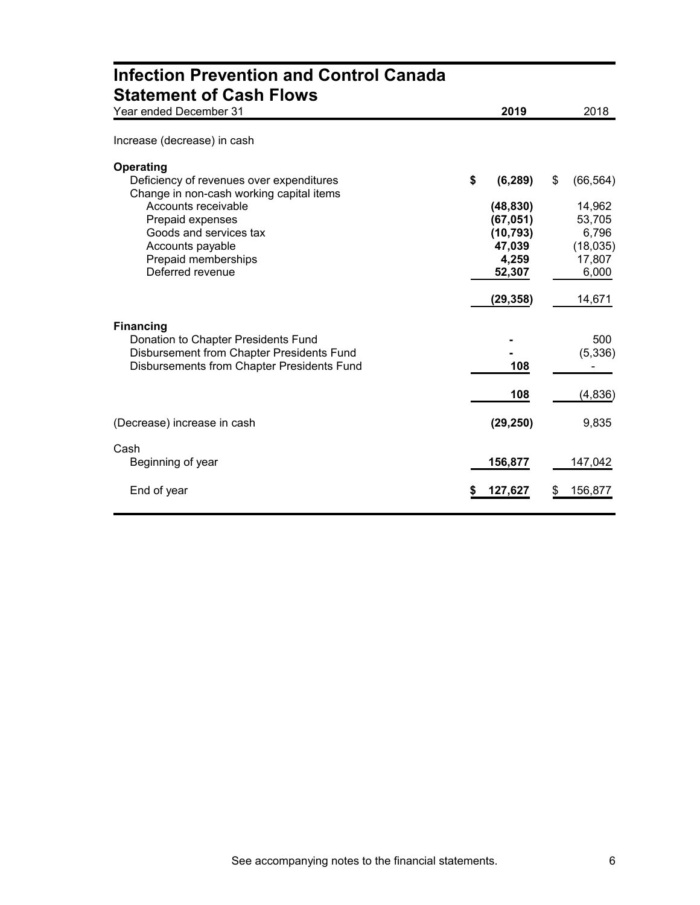# Infection Prevention and Control Canada

## Statement of Cash Flows

| Year ended December 31 | 2019 | 2018 |
|---|---|---|
| Increase (decrease) in cash | | |
| **Operating** | | |
| Deficiency of revenues over expenditures | $ (6,289) | $ (66,564) |
| Change in non-cash working capital items | | |
| Accounts receivable | (48,830) | 14,962 |
| Prepaid expenses | (67,051) | 53,705 |
| Goods and services tax | (10,793) | 6,796 |
| Accounts payable | 47,039 | (18,035) |
| Prepaid memberships | 4,259 | 17,807 |
| Deferred revenue | 52,307 | 6,000 |
| | (29,358) | 14,671 |
| **Financing** | | |
| Donation to Chapter Presidents Fund | - | 500 |
| Disbursement from Chapter Presidents Fund | - | (5,336) |
| Disbursements from Chapter Presidents Fund | 108 | - |
| | 108 | (4,836) |
| (Decrease) increase in cash | (29,250) | 9,835 |
| Cash | | |
| Beginning of year | 156,877 | 147,042 |
| End of year | $ 127,627 | $ 156,877 |

See accompanying notes to the financial statements.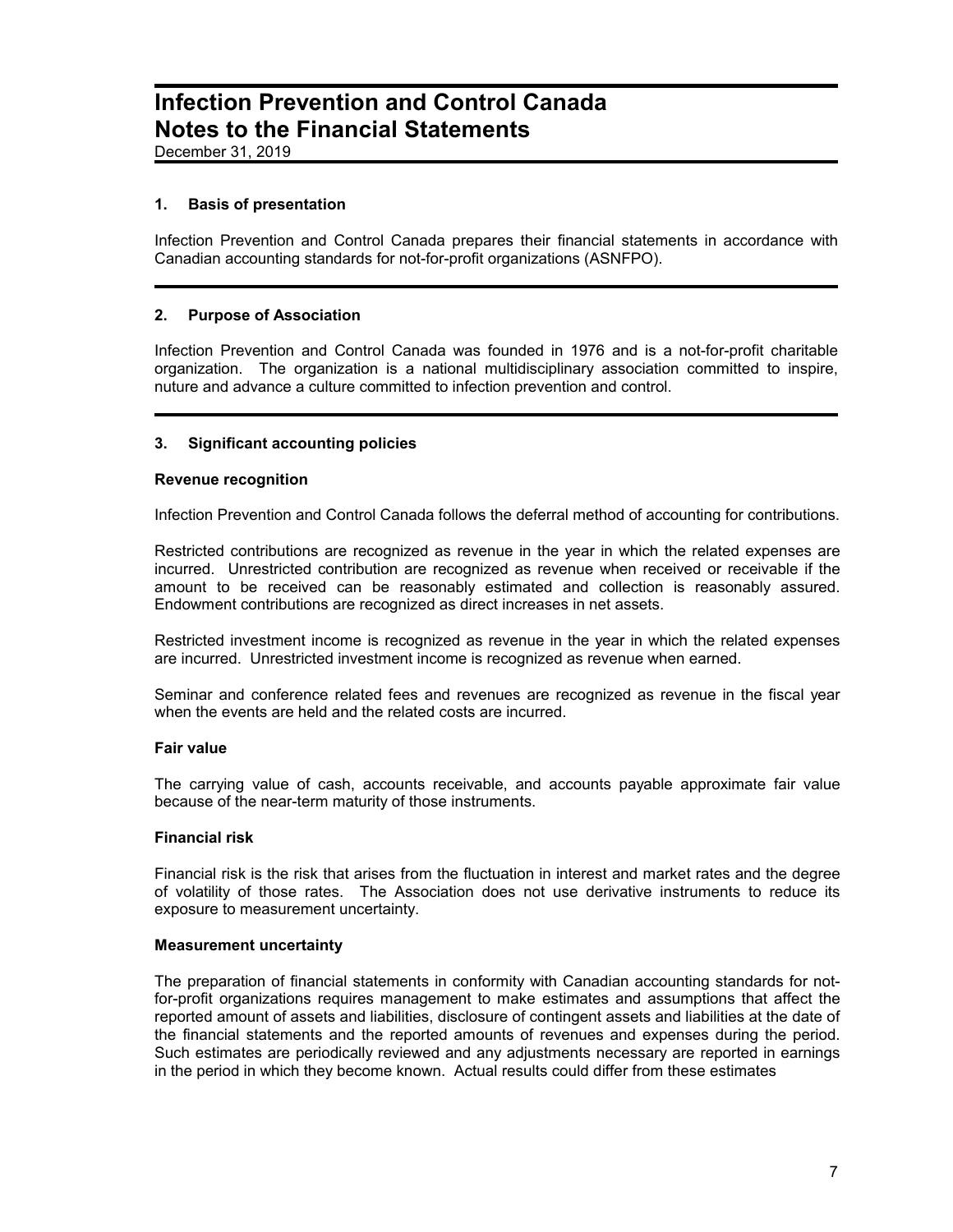# Infection Prevention and Control Canada
# Notes to the Financial Statements

December 31, 2019

## 1. Basis of presentation

Infection Prevention and Control Canada prepares their financial statements in accordance with Canadian accounting standards for not-for-profit organizations (ASNFPO).

## 2. Purpose of Association

Infection Prevention and Control Canada was founded in 1976 and is a not-for-profit charitable organization. The organization is a national multidisciplinary association committed to inspire, nuture and advance a culture committed to infection prevention and control.

## 3. Significant accounting policies

### Revenue recognition

Infection Prevention and Control Canada follows the deferral method of accounting for contributions.

Restricted contributions are recognized as revenue in the year in which the related expenses are incurred. Unrestricted contribution are recognized as revenue when received or receivable if the amount to be received can be reasonably estimated and collection is reasonably assured. Endowment contributions are recognized as direct increases in net assets.

Restricted investment income is recognized as revenue in the year in which the related expenses are incurred. Unrestricted investment income is recognized as revenue when earned.

Seminar and conference related fees and revenues are recognized as revenue in the fiscal year when the events are held and the related costs are incurred.

### Fair value

The carrying value of cash, accounts receivable, and accounts payable approximate fair value because of the near-term maturity of those instruments.

### Financial risk

Financial risk is the risk that arises from the fluctuation in interest and market rates and the degree of volatility of those rates. The Association does not use derivative instruments to reduce its exposure to measurement uncertainty.

### Measurement uncertainty

The preparation of financial statements in conformity with Canadian accounting standards for not-for-profit organizations requires management to make estimates and assumptions that affect the reported amount of assets and liabilities, disclosure of contingent assets and liabilities at the date of the financial statements and the reported amounts of revenues and expenses during the period. Such estimates are periodically reviewed and any adjustments necessary are reported in earnings in the period in which they become known. Actual results could differ from these estimates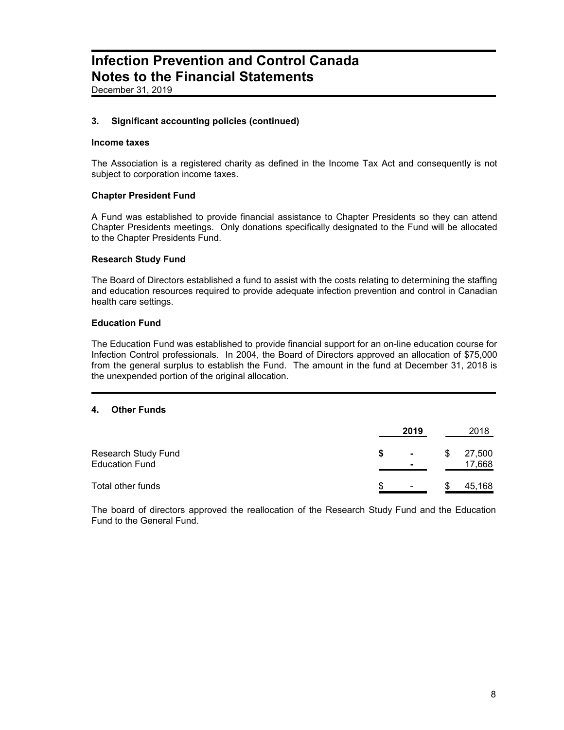# Infection Prevention and Control Canada
# Notes to the Financial Statements

December 31, 2019

### 3. Significant accounting policies (continued)

**Income taxes**

The Association is a registered charity as defined in the Income Tax Act and consequently is not subject to corporation income taxes.

**Chapter President Fund**

A Fund was established to provide financial assistance to Chapter Presidents so they can attend Chapter Presidents meetings. Only donations specifically designated to the Fund will be allocated to the Chapter Presidents Fund.

**Research Study Fund**

The Board of Directors established a fund to assist with the costs relating to determining the staffing and education resources required to provide adequate infection prevention and control in Canadian health care settings.

**Education Fund**

The Education Fund was established to provide financial support for an on-line education course for Infection Control professionals. In 2004, the Board of Directors approved an allocation of $75,000 from the general surplus to establish the Fund. The amount in the fund at December 31, 2018 is the unexpended portion of the original allocation.

### 4. Other Funds

| | **2019** | 2018 |
|---|---|---|
| Research Study Fund | **$ -** | $ 27,500 |
| Education Fund | **-** | 17,668 |
| Total other funds | $ - | $ 45,168 |

The board of directors approved the reallocation of the Research Study Fund and the Education Fund to the General Fund.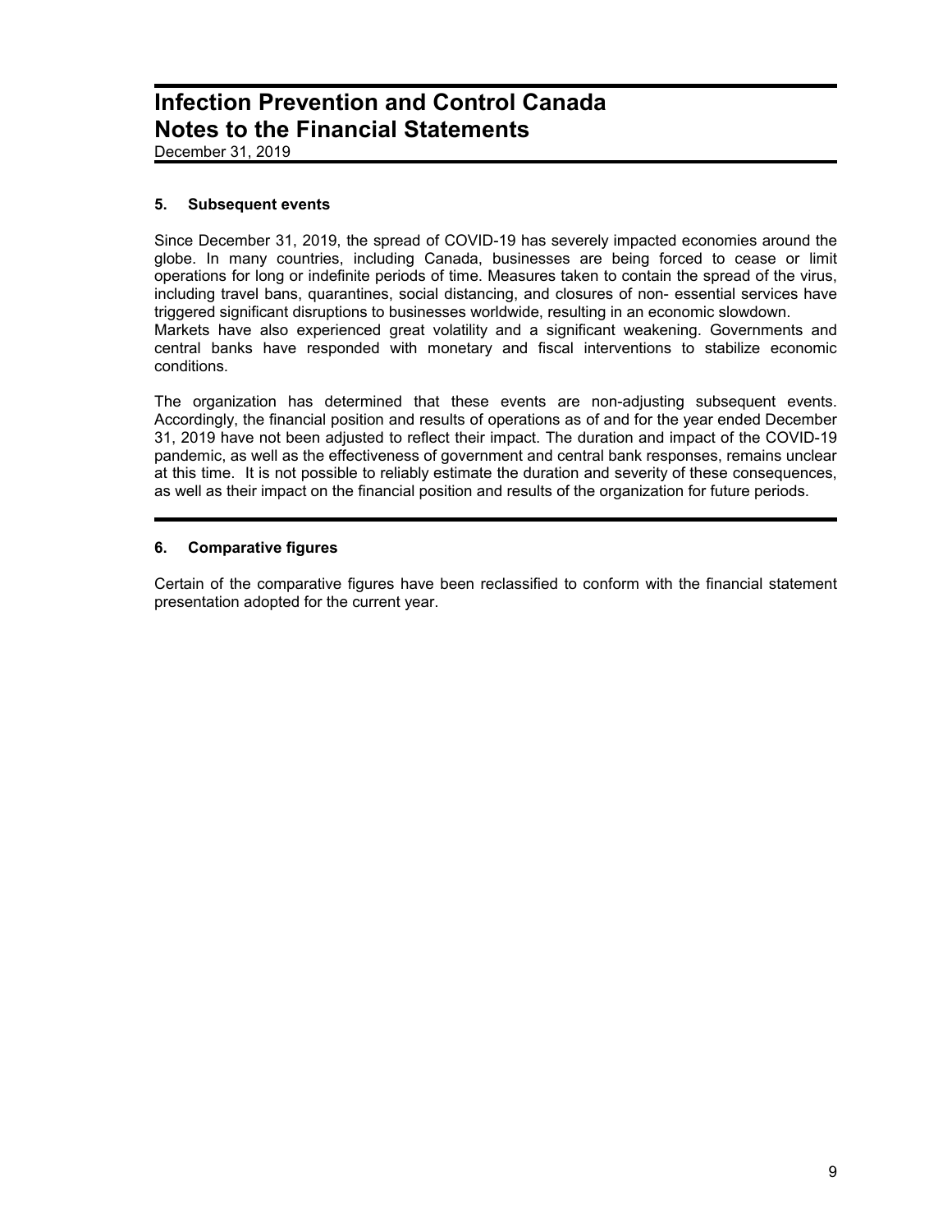# Infection Prevention and Control Canada
# Notes to the Financial Statements
December 31, 2019

### 5. Subsequent events

Since December 31, 2019, the spread of COVID-19 has severely impacted economies around the globe. In many countries, including Canada, businesses are being forced to cease or limit operations for long or indefinite periods of time. Measures taken to contain the spread of the virus, including travel bans, quarantines, social distancing, and closures of non- essential services have triggered significant disruptions to businesses worldwide, resulting in an economic slowdown.
Markets have also experienced great volatility and a significant weakening. Governments and central banks have responded with monetary and fiscal interventions to stabilize economic conditions.

The organization has determined that these events are non-adjusting subsequent events. Accordingly, the financial position and results of operations as of and for the year ended December 31, 2019 have not been adjusted to reflect their impact. The duration and impact of the COVID-19 pandemic, as well as the effectiveness of government and central bank responses, remains unclear at this time. It is not possible to reliably estimate the duration and severity of these consequences, as well as their impact on the financial position and results of the organization for future periods.

### 6. Comparative figures

Certain of the comparative figures have been reclassified to conform with the financial statement presentation adopted for the current year.